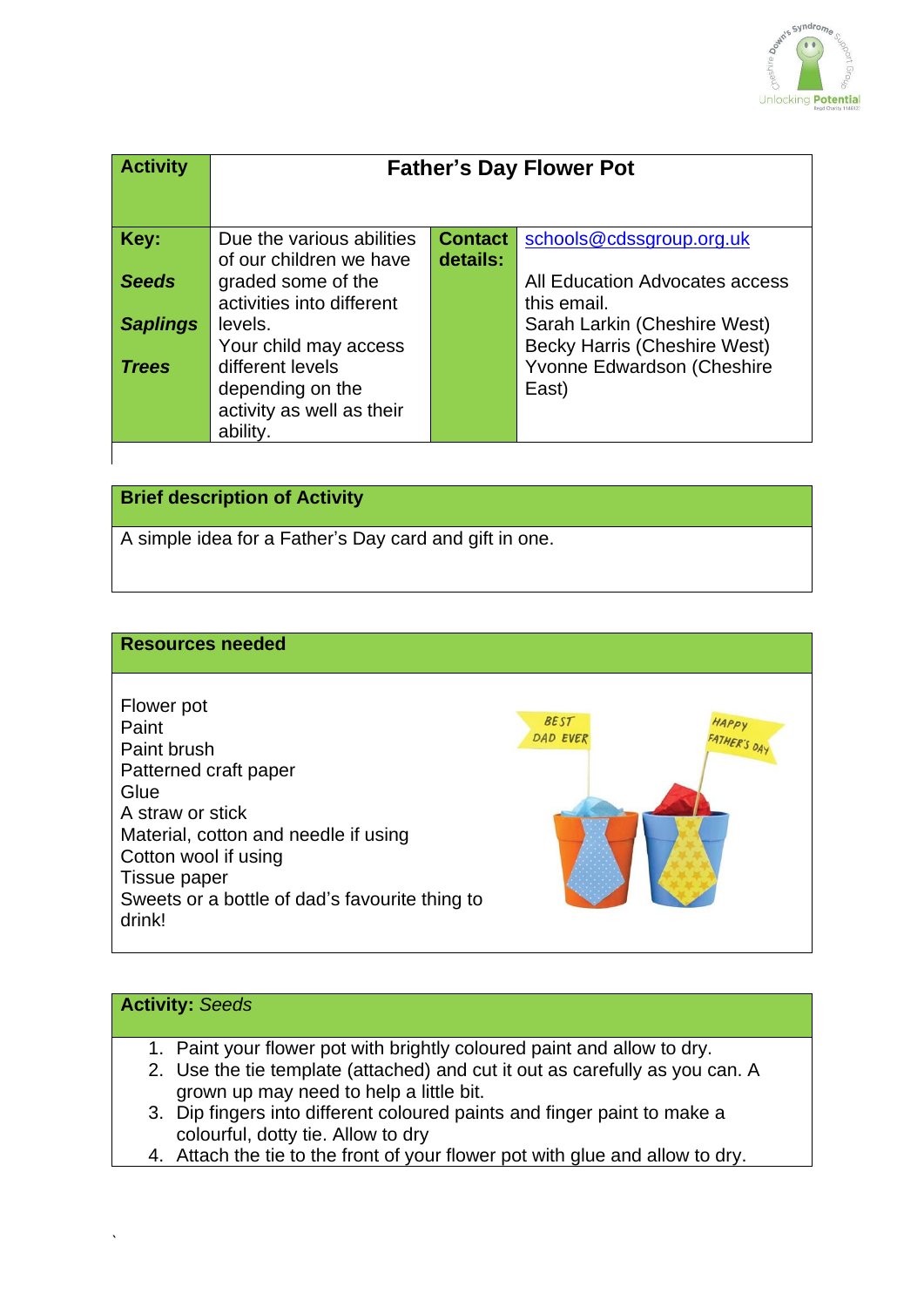| Activity | Father's Day Flower Pot | | |
|---|---|---|---|
| **Key:**<br><br>***Seeds***<br><br>***Saplings***<br><br>***Trees*** | Due the various abilities of our children we have graded some of the activities into different levels.<br>Your child may access different levels depending on the activity as well as their ability. | **Contact details:** | schools@cdssgroup.org.uk<br><br>All Education Advocates access this email.<br>Sarah Larkin (Cheshire West)<br>Becky Harris (Cheshire West)<br>Yvonne Edwardson (Cheshire East) |

## Brief description of Activity

A simple idea for a Father's Day card and gift in one.

## Resources needed

Flower pot
Paint
Paint brush
Patterned craft paper
Glue
A straw or stick
Material, cotton and needle if using
Cotton wool if using
Tissue paper
Sweets or a bottle of dad's favourite thing to drink!

## Activity: *Seeds*

1. Paint your flower pot with brightly coloured paint and allow to dry.
2. Use the tie template (attached) and cut it out as carefully as you can. A grown up may need to help a little bit.
3. Dip fingers into different coloured paints and finger paint to make a colourful, dotty tie. Allow to dry
4. Attach the tie to the front of your flower pot with glue and allow to dry.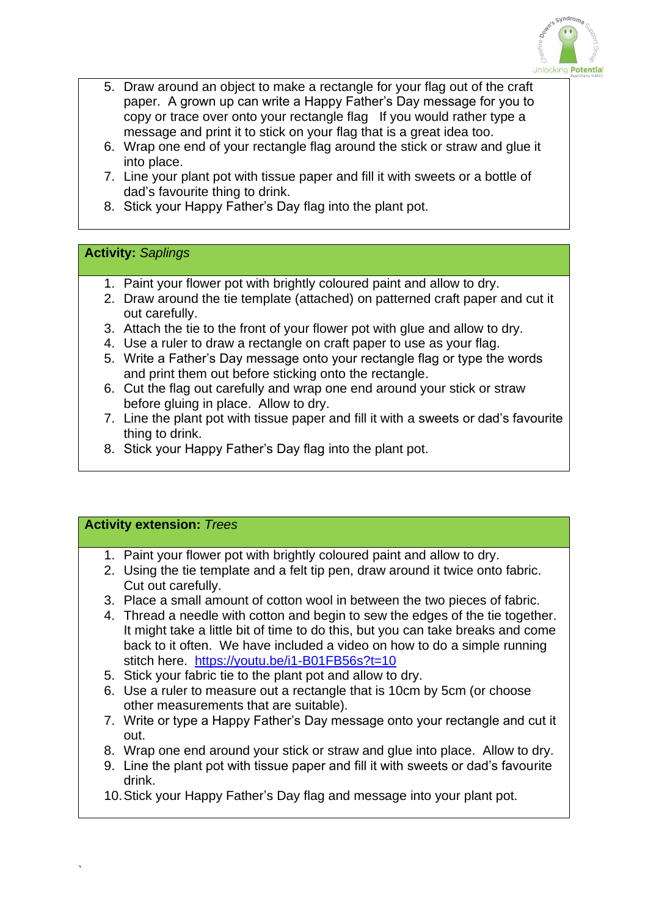5. Draw around an object to make a rectangle for your flag out of the craft paper.  A grown up can write a Happy Father's Day message for you to copy or trace over onto your rectangle flag   If you would rather type a message and print it to stick on your flag that is a great idea too.
6. Wrap one end of your rectangle flag around the stick or straw and glue it into place.
7. Line your plant pot with tissue paper and fill it with sweets or a bottle of dad's favourite thing to drink.
8. Stick your Happy Father's Day flag into the plant pot.

**Activity:** *Saplings*

1. Paint your flower pot with brightly coloured paint and allow to dry.
2. Draw around the tie template (attached) on patterned craft paper and cut it out carefully.
3. Attach the tie to the front of your flower pot with glue and allow to dry.
4. Use a ruler to draw a rectangle on craft paper to use as your flag.
5. Write a Father's Day message onto your rectangle flag or type the words and print them out before sticking onto the rectangle.
6. Cut the flag out carefully and wrap one end around your stick or straw before gluing in place.  Allow to dry.
7. Line the plant pot with tissue paper and fill it with a sweets or dad's favourite thing to drink.
8. Stick your Happy Father's Day flag into the plant pot.

**Activity extension:** *Trees*

1. Paint your flower pot with brightly coloured paint and allow to dry.
2. Using the tie template and a felt tip pen, draw around it twice onto fabric. Cut out carefully.
3. Place a small amount of cotton wool in between the two pieces of fabric.
4. Thread a needle with cotton and begin to sew the edges of the tie together. It might take a little bit of time to do this, but you can take breaks and come back to it often.  We have included a video on how to do a simple running stitch here.  [https://youtu.be/i1-B01FB56s?t=10](https://youtu.be/i1-B01FB56s?t=10)
5. Stick your fabric tie to the plant pot and allow to dry.
6. Use a ruler to measure out a rectangle that is 10cm by 5cm (or choose other measurements that are suitable).
7. Write or type a Happy Father's Day message onto your rectangle and cut it out.
8. Wrap one end around your stick or straw and glue into place.  Allow to dry.
9. Line the plant pot with tissue paper and fill it with sweets or dad's favourite drink.
10. Stick your Happy Father's Day flag and message into your plant pot.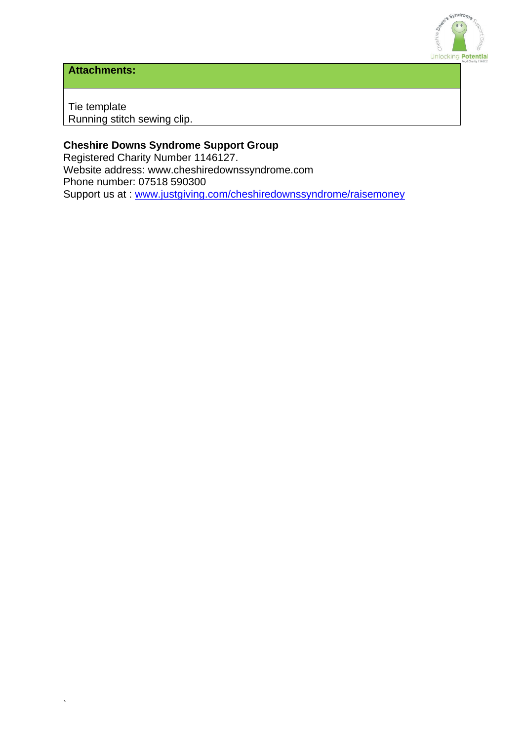| Attachments: |
| --- |
| Tie template<br>Running stitch sewing clip. |

**Cheshire Downs Syndrome Support Group**
Registered Charity Number 1146127.
Website address: www.cheshiredownssyndrome.com
Phone number: 07518 590300
Support us at : www.justgiving.com/cheshiredownssyndrome/raisemoney